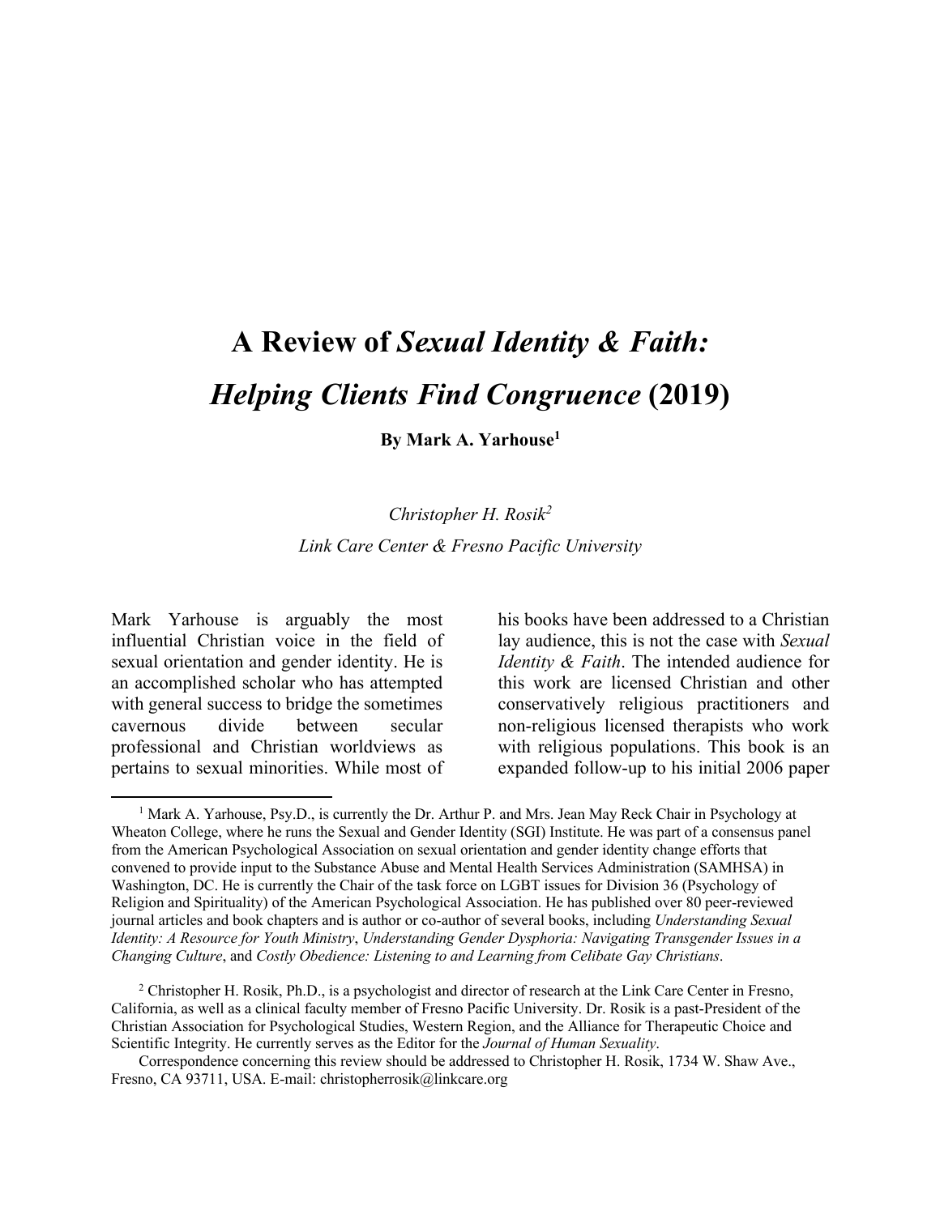# A Review of *Sexual Identity & Faith: Helping Clients Find Congruence* (2019)

**By Mark A. Yarhouse[1]**

*Christopher H. Rosik[2]*

*Link Care Center & Fresno Pacific University*

Mark Yarhouse is arguably the most influential Christian voice in the field of sexual orientation and gender identity. He is an accomplished scholar who has attempted with general success to bridge the sometimes cavernous divide between secular professional and Christian worldviews as pertains to sexual minorities. While most of his books have been addressed to a Christian lay audience, this is not the case with *Sexual Identity & Faith*. The intended audience for this work are licensed Christian and other conservatively religious practitioners and non-religious licensed therapists who work with religious populations. This book is an expanded follow-up to his initial 2006 paper

[1] Mark A. Yarhouse, Psy.D., is currently the Dr. Arthur P. and Mrs. Jean May Reck Chair in Psychology at Wheaton College, where he runs the Sexual and Gender Identity (SGI) Institute. He was part of a consensus panel from the American Psychological Association on sexual orientation and gender identity change efforts that convened to provide input to the Substance Abuse and Mental Health Services Administration (SAMHSA) in Washington, DC. He is currently the Chair of the task force on LGBT issues for Division 36 (Psychology of Religion and Spirituality) of the American Psychological Association. He has published over 80 peer-reviewed journal articles and book chapters and is author or co-author of several books, including *Understanding Sexual Identity: A Resource for Youth Ministry*, *Understanding Gender Dysphoria: Navigating Transgender Issues in a Changing Culture*, and *Costly Obedience: Listening to and Learning from Celibate Gay Christians*.

[2] Christopher H. Rosik, Ph.D., is a psychologist and director of research at the Link Care Center in Fresno, California, as well as a clinical faculty member of Fresno Pacific University. Dr. Rosik is a past-President of the Christian Association for Psychological Studies, Western Region, and the Alliance for Therapeutic Choice and Scientific Integrity. He currently serves as the Editor for the *Journal of Human Sexuality*.

Correspondence concerning this review should be addressed to Christopher H. Rosik, 1734 W. Shaw Ave., Fresno, CA 93711, USA. E-mail: christopherrosik@linkcare.org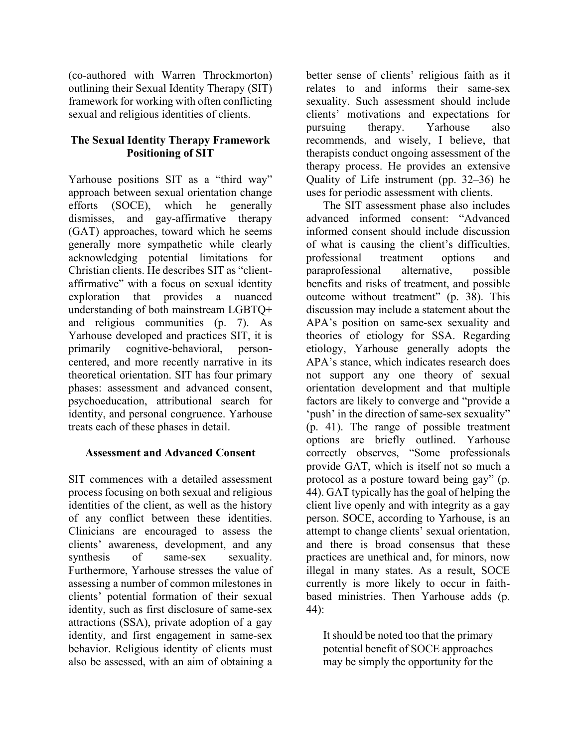(co-authored with Warren Throckmorton) outlining their Sexual Identity Therapy (SIT) framework for working with often conflicting sexual and religious identities of clients.

## The Sexual Identity Therapy Framework Positioning of SIT

Yarhouse positions SIT as a "third way" approach between sexual orientation change efforts (SOCE), which he generally dismisses, and gay-affirmative therapy (GAT) approaches, toward which he seems generally more sympathetic while clearly acknowledging potential limitations for Christian clients. He describes SIT as "client-affirmative" with a focus on sexual identity exploration that provides a nuanced understanding of both mainstream LGBTQ+ and religious communities (p. 7). As Yarhouse developed and practices SIT, it is primarily cognitive-behavioral, person-centered, and more recently narrative in its theoretical orientation. SIT has four primary phases: assessment and advanced consent, psychoeducation, attributional search for identity, and personal congruence. Yarhouse treats each of these phases in detail.

### Assessment and Advanced Consent

SIT commences with a detailed assessment process focusing on both sexual and religious identities of the client, as well as the history of any conflict between these identities. Clinicians are encouraged to assess the clients' awareness, development, and any synthesis of same-sex sexuality. Furthermore, Yarhouse stresses the value of assessing a number of common milestones in clients' potential formation of their sexual identity, such as first disclosure of same-sex attractions (SSA), private adoption of a gay identity, and first engagement in same-sex behavior. Religious identity of clients must also be assessed, with an aim of obtaining a better sense of clients' religious faith as it relates to and informs their same-sex sexuality. Such assessment should include clients' motivations and expectations for pursuing therapy. Yarhouse also recommends, and wisely, I believe, that therapists conduct ongoing assessment of the therapy process. He provides an extensive Quality of Life instrument (pp. 32–36) he uses for periodic assessment with clients.

The SIT assessment phase also includes advanced informed consent: "Advanced informed consent should include discussion of what is causing the client's difficulties, professional treatment options and paraprofessional alternative, possible benefits and risks of treatment, and possible outcome without treatment" (p. 38). This discussion may include a statement about the APA's position on same-sex sexuality and theories of etiology for SSA. Regarding etiology, Yarhouse generally adopts the APA's stance, which indicates research does not support any one theory of sexual orientation development and that multiple factors are likely to converge and "provide a 'push' in the direction of same-sex sexuality" (p. 41). The range of possible treatment options are briefly outlined. Yarhouse correctly observes, "Some professionals provide GAT, which is itself not so much a protocol as a posture toward being gay" (p. 44). GAT typically has the goal of helping the client live openly and with integrity as a gay person. SOCE, according to Yarhouse, is an attempt to change clients' sexual orientation, and there is broad consensus that these practices are unethical and, for minors, now illegal in many states. As a result, SOCE currently is more likely to occur in faith-based ministries. Then Yarhouse adds (p. 44):

> It should be noted too that the primary potential benefit of SOCE approaches may be simply the opportunity for the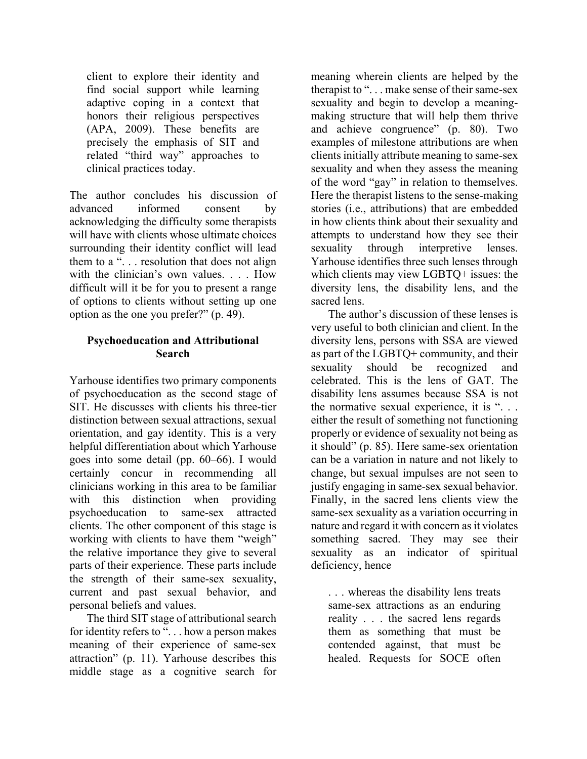> client to explore their identity and find social support while learning adaptive coping in a context that honors their religious perspectives (APA, 2009). These benefits are precisely the emphasis of SIT and related "third way" approaches to clinical practices today.

The author concludes his discussion of advanced informed consent by acknowledging the difficulty some therapists will have with clients whose ultimate choices surrounding their identity conflict will lead them to a ". . . resolution that does not align with the clinician's own values. . . . How difficult will it be for you to present a range of options to clients without setting up one option as the one you prefer?" (p. 49).

### Psychoeducation and Attributional Search

Yarhouse identifies two primary components of psychoeducation as the second stage of SIT. He discusses with clients his three-tier distinction between sexual attractions, sexual orientation, and gay identity. This is a very helpful differentiation about which Yarhouse goes into some detail (pp. 60–66). I would certainly concur in recommending all clinicians working in this area to be familiar with this distinction when providing psychoeducation to same-sex attracted clients. The other component of this stage is working with clients to have them "weigh" the relative importance they give to several parts of their experience. These parts include the strength of their same-sex sexuality, current and past sexual behavior, and personal beliefs and values.

The third SIT stage of attributional search for identity refers to ". . . how a person makes meaning of their experience of same-sex attraction" (p. 11). Yarhouse describes this middle stage as a cognitive search for meaning wherein clients are helped by the therapist to ". . . make sense of their same-sex sexuality and begin to develop a meaning-making structure that will help them thrive and achieve congruence" (p. 80). Two examples of milestone attributions are when clients initially attribute meaning to same-sex sexuality and when they assess the meaning of the word "gay" in relation to themselves. Here the therapist listens to the sense-making stories (i.e., attributions) that are embedded in how clients think about their sexuality and attempts to understand how they see their sexuality through interpretive lenses. Yarhouse identifies three such lenses through which clients may view LGBTQ+ issues: the diversity lens, the disability lens, and the sacred lens.

The author's discussion of these lenses is very useful to both clinician and client. In the diversity lens, persons with SSA are viewed as part of the LGBTQ+ community, and their sexuality should be recognized and celebrated. This is the lens of GAT. The disability lens assumes because SSA is not the normative sexual experience, it is ". . . either the result of something not functioning properly or evidence of sexuality not being as it should" (p. 85). Here same-sex orientation can be a variation in nature and not likely to change, but sexual impulses are not seen to justify engaging in same-sex sexual behavior. Finally, in the sacred lens clients view the same-sex sexuality as a variation occurring in nature and regard it with concern as it violates something sacred. They may see their sexuality as an indicator of spiritual deficiency, hence

> . . . whereas the disability lens treats same-sex attractions as an enduring reality . . . the sacred lens regards them as something that must be contended against, that must be healed. Requests for SOCE often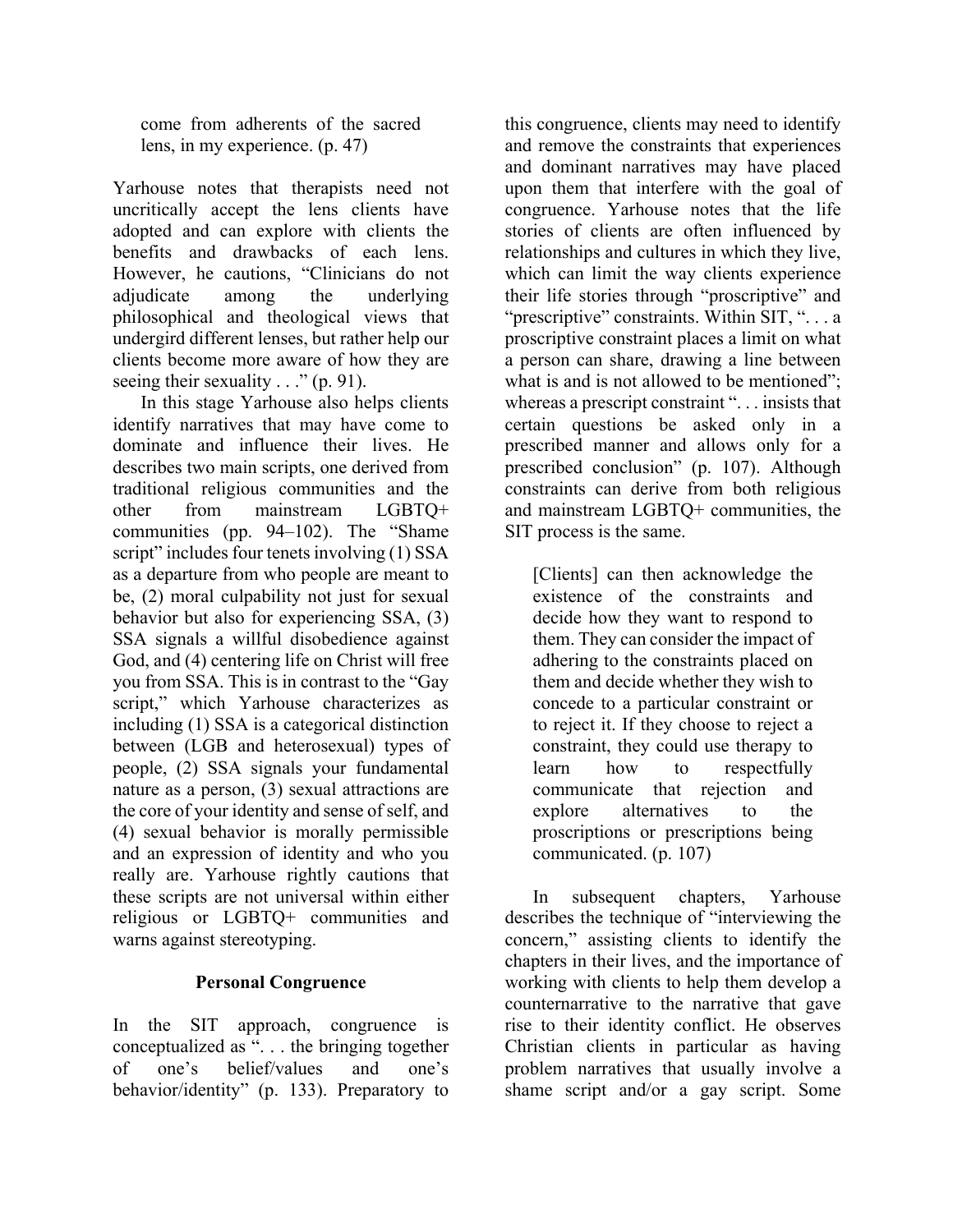> come from adherents of the sacred lens, in my experience. (p. 47)

Yarhouse notes that therapists need not uncritically accept the lens clients have adopted and can explore with clients the benefits and drawbacks of each lens. However, he cautions, "Clinicians do not adjudicate among the underlying philosophical and theological views that undergird different lenses, but rather help our clients become more aware of how they are seeing their sexuality . . ." (p. 91).

In this stage Yarhouse also helps clients identify narratives that may have come to dominate and influence their lives. He describes two main scripts, one derived from traditional religious communities and the other from mainstream LGBTQ+ communities (pp. 94–102). The "Shame script" includes four tenets involving (1) SSA as a departure from who people are meant to be, (2) moral culpability not just for sexual behavior but also for experiencing SSA, (3) SSA signals a willful disobedience against God, and (4) centering life on Christ will free you from SSA. This is in contrast to the "Gay script," which Yarhouse characterizes as including (1) SSA is a categorical distinction between (LGB and heterosexual) types of people, (2) SSA signals your fundamental nature as a person, (3) sexual attractions are the core of your identity and sense of self, and (4) sexual behavior is morally permissible and an expression of identity and who you really are. Yarhouse rightly cautions that these scripts are not universal within either religious or LGBTQ+ communities and warns against stereotyping.

## Personal Congruence

In the SIT approach, congruence is conceptualized as ". . . the bringing together of one's belief/values and one's behavior/identity" (p. 133). Preparatory to this congruence, clients may need to identify and remove the constraints that experiences and dominant narratives may have placed upon them that interfere with the goal of congruence. Yarhouse notes that the life stories of clients are often influenced by relationships and cultures in which they live, which can limit the way clients experience their life stories through "proscriptive" and "prescriptive" constraints. Within SIT, ". . . a proscriptive constraint places a limit on what a person can share, drawing a line between what is and is not allowed to be mentioned"; whereas a prescript constraint ". . . insists that certain questions be asked only in a prescribed manner and allows only for a prescribed conclusion" (p. 107). Although constraints can derive from both religious and mainstream LGBTQ+ communities, the SIT process is the same.

> [Clients] can then acknowledge the existence of the constraints and decide how they want to respond to them. They can consider the impact of adhering to the constraints placed on them and decide whether they wish to concede to a particular constraint or to reject it. If they choose to reject a constraint, they could use therapy to learn how to respectfully communicate that rejection and explore alternatives to the proscriptions or prescriptions being communicated. (p. 107)

In subsequent chapters, Yarhouse describes the technique of "interviewing the concern," assisting clients to identify the chapters in their lives, and the importance of working with clients to help them develop a counternarrative to the narrative that gave rise to their identity conflict. He observes Christian clients in particular as having problem narratives that usually involve a shame script and/or a gay script. Some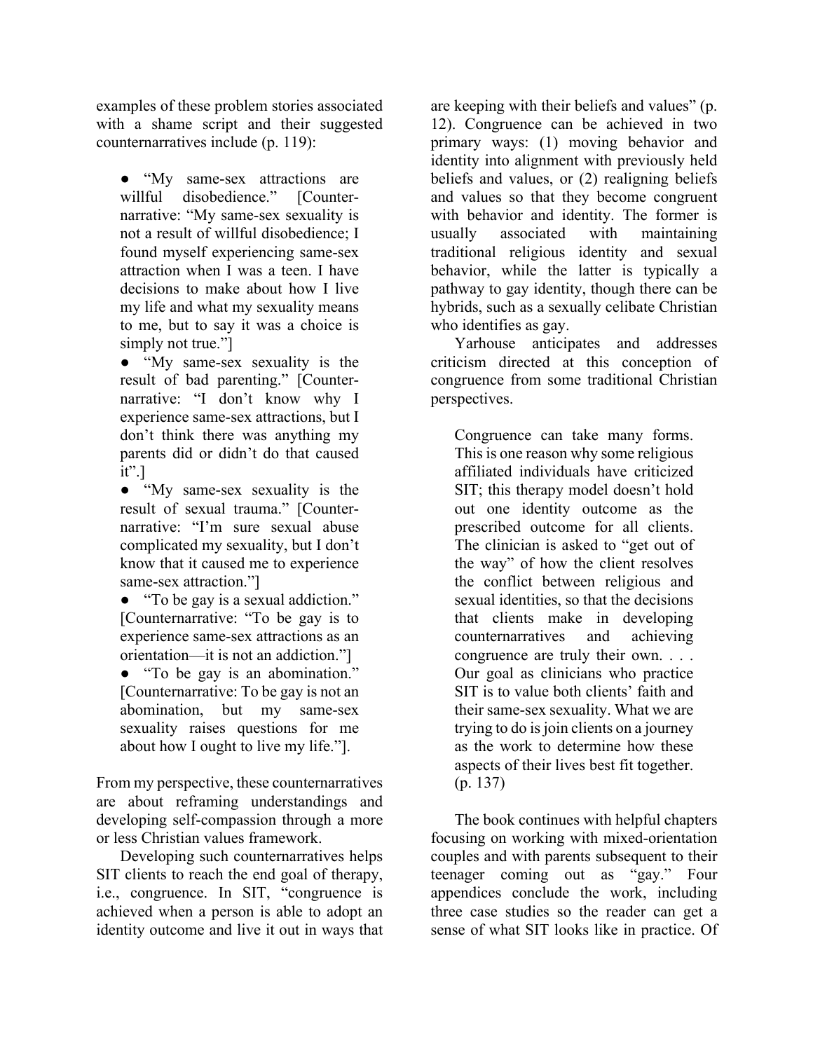examples of these problem stories associated with a shame script and their suggested counternarratives include (p. 119):

- "My same-sex attractions are willful disobedience." [Counter-narrative: "My same-sex sexuality is not a result of willful disobedience; I found myself experiencing same-sex attraction when I was a teen. I have decisions to make about how I live my life and what my sexuality means to me, but to say it was a choice is simply not true."]
- "My same-sex sexuality is the result of bad parenting." [Counter-narrative: "I don't know why I experience same-sex attractions, but I don't think there was anything my parents did or didn't do that caused it".]
- "My same-sex sexuality is the result of sexual trauma." [Counter-narrative: "I'm sure sexual abuse complicated my sexuality, but I don't know that it caused me to experience same-sex attraction."]
- "To be gay is a sexual addiction." [Counternarrative: "To be gay is to experience same-sex attractions as an orientation—it is not an addiction."]
- "To be gay is an abomination." [Counternarrative: To be gay is not an abomination, but my same-sex sexuality raises questions for me about how I ought to live my life."].

From my perspective, these counternarratives are about reframing understandings and developing self-compassion through a more or less Christian values framework.

Developing such counternarratives helps SIT clients to reach the end goal of therapy, i.e., congruence. In SIT, "congruence is achieved when a person is able to adopt an identity outcome and live it out in ways that are keeping with their beliefs and values" (p. 12). Congruence can be achieved in two primary ways: (1) moving behavior and identity into alignment with previously held beliefs and values, or (2) realigning beliefs and values so that they become congruent with behavior and identity. The former is usually associated with maintaining traditional religious identity and sexual behavior, while the latter is typically a pathway to gay identity, though there can be hybrids, such as a sexually celibate Christian who identifies as gay.

Yarhouse anticipates and addresses criticism directed at this conception of congruence from some traditional Christian perspectives.

> Congruence can take many forms. This is one reason why some religious affiliated individuals have criticized SIT; this therapy model doesn't hold out one identity outcome as the prescribed outcome for all clients. The clinician is asked to "get out of the way" of how the client resolves the conflict between religious and sexual identities, so that the decisions that clients make in developing counternarratives and achieving congruence are truly their own. . . . Our goal as clinicians who practice SIT is to value both clients' faith and their same-sex sexuality. What we are trying to do is join clients on a journey as the work to determine how these aspects of their lives best fit together. (p. 137)

The book continues with helpful chapters focusing on working with mixed-orientation couples and with parents subsequent to their teenager coming out as "gay." Four appendices conclude the work, including three case studies so the reader can get a sense of what SIT looks like in practice. Of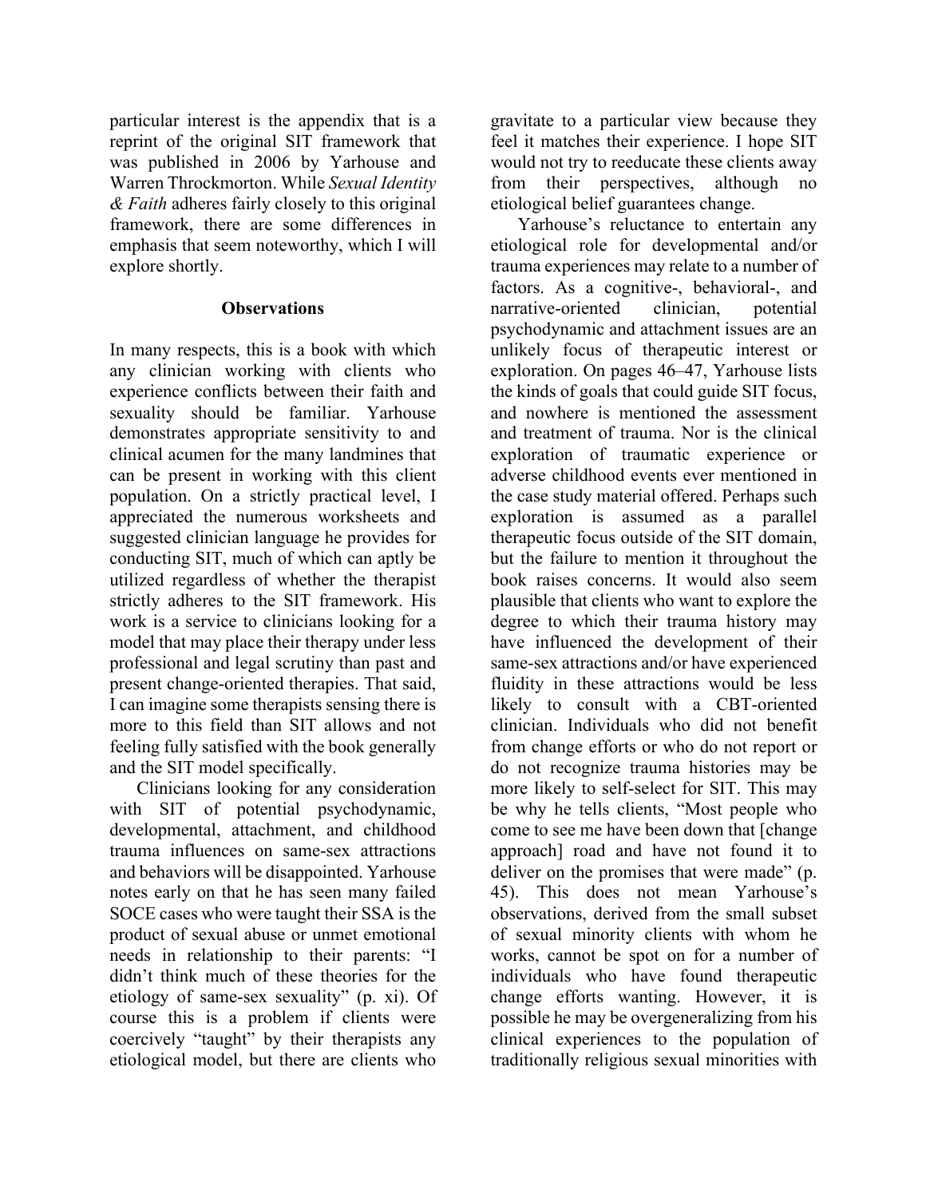particular interest is the appendix that is a reprint of the original SIT framework that was published in 2006 by Yarhouse and Warren Throckmorton. While *Sexual Identity & Faith* adheres fairly closely to this original framework, there are some differences in emphasis that seem noteworthy, which I will explore shortly.

## Observations

In many respects, this is a book with which any clinician working with clients who experience conflicts between their faith and sexuality should be familiar. Yarhouse demonstrates appropriate sensitivity to and clinical acumen for the many landmines that can be present in working with this client population. On a strictly practical level, I appreciated the numerous worksheets and suggested clinician language he provides for conducting SIT, much of which can aptly be utilized regardless of whether the therapist strictly adheres to the SIT framework. His work is a service to clinicians looking for a model that may place their therapy under less professional and legal scrutiny than past and present change-oriented therapies. That said, I can imagine some therapists sensing there is more to this field than SIT allows and not feeling fully satisfied with the book generally and the SIT model specifically.

Clinicians looking for any consideration with SIT of potential psychodynamic, developmental, attachment, and childhood trauma influences on same-sex attractions and behaviors will be disappointed. Yarhouse notes early on that he has seen many failed SOCE cases who were taught their SSA is the product of sexual abuse or unmet emotional needs in relationship to their parents: "I didn't think much of these theories for the etiology of same-sex sexuality" (p. xi). Of course this is a problem if clients were coercively "taught" by their therapists any etiological model, but there are clients who gravitate to a particular view because they feel it matches their experience. I hope SIT would not try to reeducate these clients away from their perspectives, although no etiological belief guarantees change.

Yarhouse's reluctance to entertain any etiological role for developmental and/or trauma experiences may relate to a number of factors. As a cognitive-, behavioral-, and narrative-oriented clinician, potential psychodynamic and attachment issues are an unlikely focus of therapeutic interest or exploration. On pages 46–47, Yarhouse lists the kinds of goals that could guide SIT focus, and nowhere is mentioned the assessment and treatment of trauma. Nor is the clinical exploration of traumatic experience or adverse childhood events ever mentioned in the case study material offered. Perhaps such exploration is assumed as a parallel therapeutic focus outside of the SIT domain, but the failure to mention it throughout the book raises concerns. It would also seem plausible that clients who want to explore the degree to which their trauma history may have influenced the development of their same-sex attractions and/or have experienced fluidity in these attractions would be less likely to consult with a CBT-oriented clinician. Individuals who did not benefit from change efforts or who do not report or do not recognize trauma histories may be more likely to self-select for SIT. This may be why he tells clients, "Most people who come to see me have been down that [change approach] road and have not found it to deliver on the promises that were made" (p. 45). This does not mean Yarhouse's observations, derived from the small subset of sexual minority clients with whom he works, cannot be spot on for a number of individuals who have found therapeutic change efforts wanting. However, it is possible he may be overgeneralizing from his clinical experiences to the population of traditionally religious sexual minorities with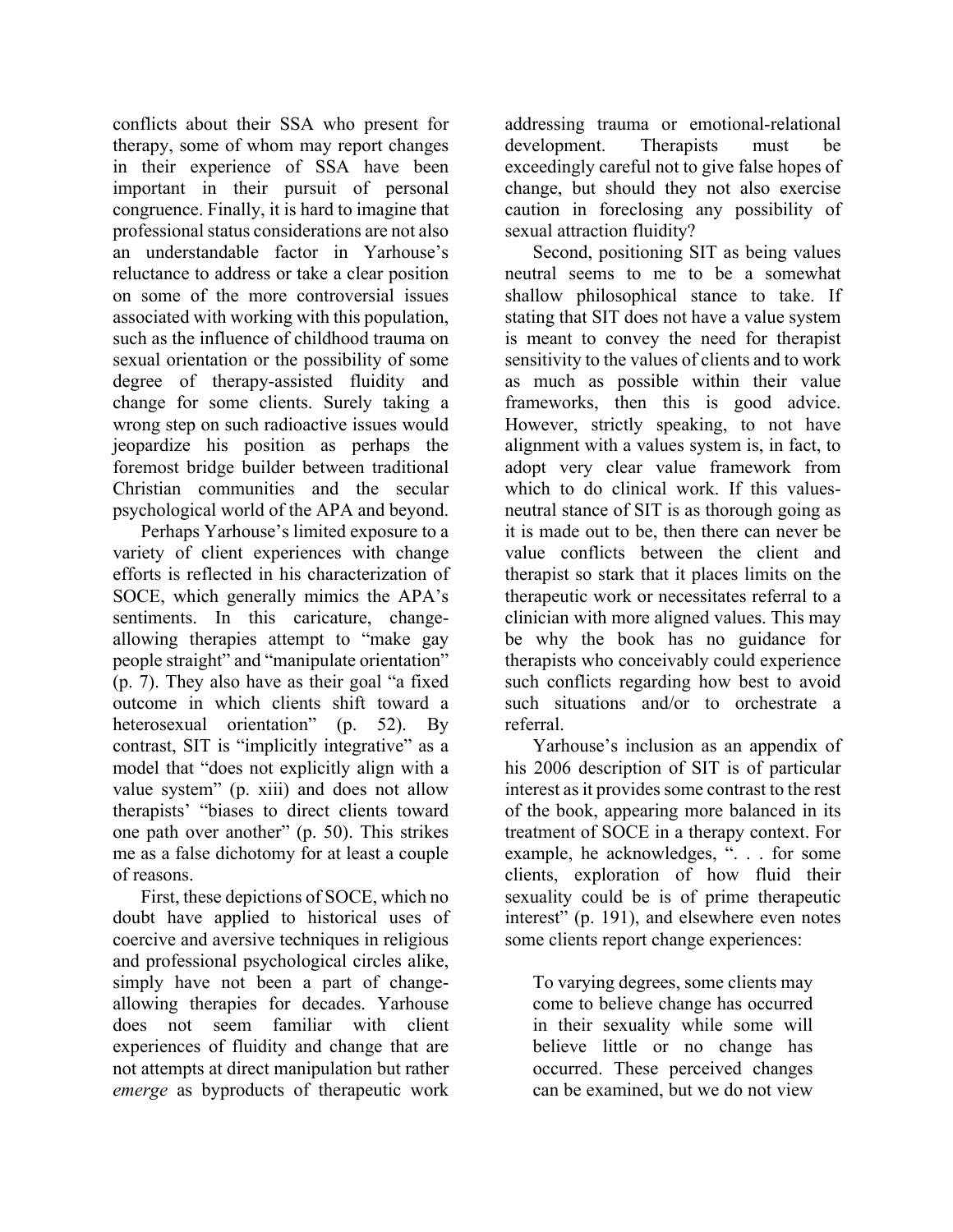conflicts about their SSA who present for therapy, some of whom may report changes in their experience of SSA have been important in their pursuit of personal congruence. Finally, it is hard to imagine that professional status considerations are not also an understandable factor in Yarhouse's reluctance to address or take a clear position on some of the more controversial issues associated with working with this population, such as the influence of childhood trauma on sexual orientation or the possibility of some degree of therapy-assisted fluidity and change for some clients. Surely taking a wrong step on such radioactive issues would jeopardize his position as perhaps the foremost bridge builder between traditional Christian communities and the secular psychological world of the APA and beyond.

Perhaps Yarhouse's limited exposure to a variety of client experiences with change efforts is reflected in his characterization of SOCE, which generally mimics the APA's sentiments. In this caricature, change-allowing therapies attempt to "make gay people straight" and "manipulate orientation" (p. 7). They also have as their goal "a fixed outcome in which clients shift toward a heterosexual orientation" (p. 52). By contrast, SIT is "implicitly integrative" as a model that "does not explicitly align with a value system" (p. xiii) and does not allow therapists' "biases to direct clients toward one path over another" (p. 50). This strikes me as a false dichotomy for at least a couple of reasons.

First, these depictions of SOCE, which no doubt have applied to historical uses of coercive and aversive techniques in religious and professional psychological circles alike, simply have not been a part of change-allowing therapies for decades. Yarhouse does not seem familiar with client experiences of fluidity and change that are not attempts at direct manipulation but rather *emerge* as byproducts of therapeutic work addressing trauma or emotional-relational development. Therapists must be exceedingly careful not to give false hopes of change, but should they not also exercise caution in foreclosing any possibility of sexual attraction fluidity?

Second, positioning SIT as being values neutral seems to me to be a somewhat shallow philosophical stance to take. If stating that SIT does not have a value system is meant to convey the need for therapist sensitivity to the values of clients and to work as much as possible within their value frameworks, then this is good advice. However, strictly speaking, to not have alignment with a values system is, in fact, to adopt very clear value framework from which to do clinical work. If this values-neutral stance of SIT is as thorough going as it is made out to be, then there can never be value conflicts between the client and therapist so stark that it places limits on the therapeutic work or necessitates referral to a clinician with more aligned values. This may be why the book has no guidance for therapists who conceivably could experience such conflicts regarding how best to avoid such situations and/or to orchestrate a referral.

Yarhouse's inclusion as an appendix of his 2006 description of SIT is of particular interest as it provides some contrast to the rest of the book, appearing more balanced in its treatment of SOCE in a therapy context. For example, he acknowledges, ". . . for some clients, exploration of how fluid their sexuality could be is of prime therapeutic interest" (p. 191), and elsewhere even notes some clients report change experiences:

> To varying degrees, some clients may come to believe change has occurred in their sexuality while some will believe little or no change has occurred. These perceived changes can be examined, but we do not view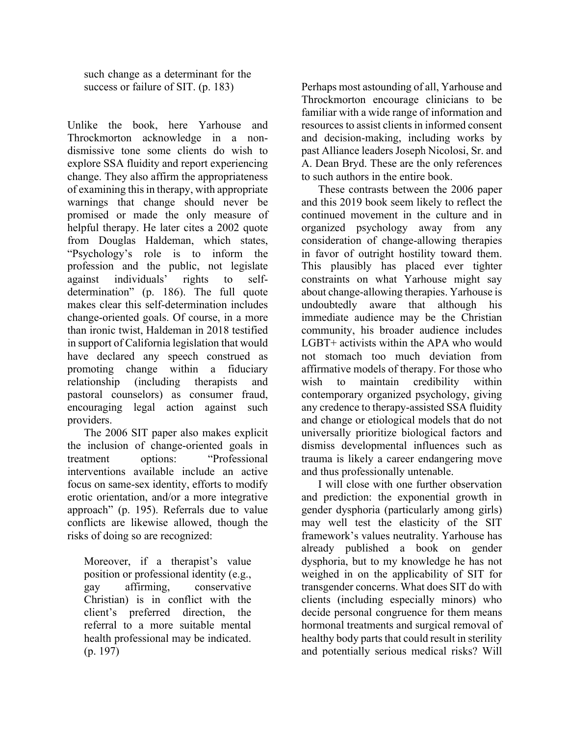> such change as a determinant for the success or failure of SIT. (p. 183)

Unlike the book, here Yarhouse and Throckmorton acknowledge in a non-dismissive tone some clients do wish to explore SSA fluidity and report experiencing change. They also affirm the appropriateness of examining this in therapy, with appropriate warnings that change should never be promised or made the only measure of helpful therapy. He later cites a 2002 quote from Douglas Haldeman, which states, "Psychology's role is to inform the profession and the public, not legislate against individuals' rights to self-determination" (p. 186). The full quote makes clear this self-determination includes change-oriented goals. Of course, in a more than ironic twist, Haldeman in 2018 testified in support of California legislation that would have declared any speech construed as promoting change within a fiduciary relationship (including therapists and pastoral counselors) as consumer fraud, encouraging legal action against such providers.

The 2006 SIT paper also makes explicit the inclusion of change-oriented goals in treatment options: "Professional interventions available include an active focus on same-sex identity, efforts to modify erotic orientation, and/or a more integrative approach" (p. 195). Referrals due to value conflicts are likewise allowed, though the risks of doing so are recognized:

> Moreover, if a therapist's value position or professional identity (e.g., gay affirming, conservative Christian) is in conflict with the client's preferred direction, the referral to a more suitable mental health professional may be indicated. (p. 197)

Perhaps most astounding of all, Yarhouse and Throckmorton encourage clinicians to be familiar with a wide range of information and resources to assist clients in informed consent and decision-making, including works by past Alliance leaders Joseph Nicolosi, Sr. and A. Dean Bryd. These are the only references to such authors in the entire book.

These contrasts between the 2006 paper and this 2019 book seem likely to reflect the continued movement in the culture and in organized psychology away from any consideration of change-allowing therapies in favor of outright hostility toward them. This plausibly has placed ever tighter constraints on what Yarhouse might say about change-allowing therapies. Yarhouse is undoubtedly aware that although his immediate audience may be the Christian community, his broader audience includes LGBT+ activists within the APA who would not stomach too much deviation from affirmative models of therapy. For those who wish to maintain credibility within contemporary organized psychology, giving any credence to therapy-assisted SSA fluidity and change or etiological models that do not universally prioritize biological factors and dismiss developmental influences such as trauma is likely a career endangering move and thus professionally untenable.

I will close with one further observation and prediction: the exponential growth in gender dysphoria (particularly among girls) may well test the elasticity of the SIT framework's values neutrality. Yarhouse has already published a book on gender dysphoria, but to my knowledge he has not weighed in on the applicability of SIT for transgender concerns. What does SIT do with clients (including especially minors) who decide personal congruence for them means hormonal treatments and surgical removal of healthy body parts that could result in sterility and potentially serious medical risks? Will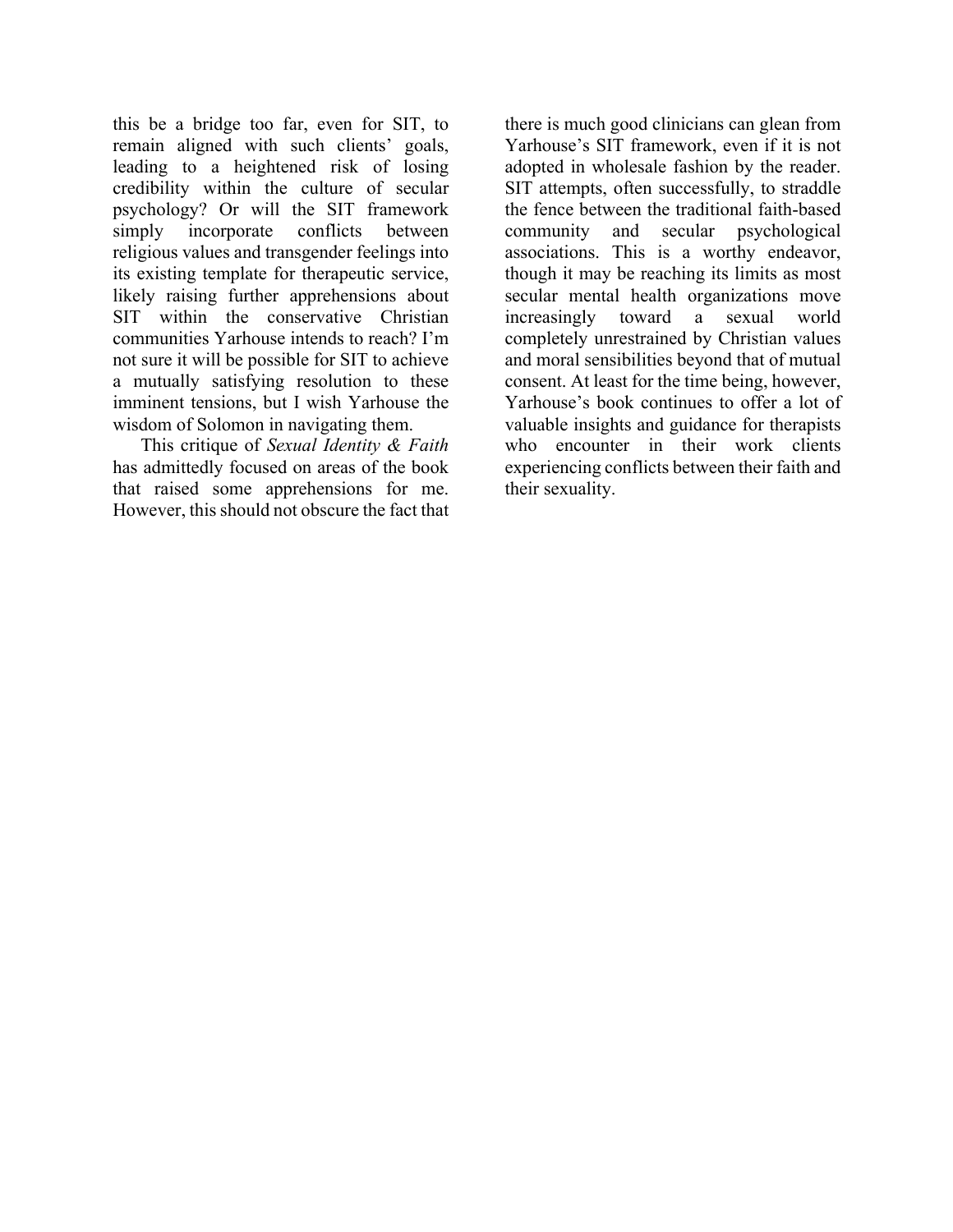this be a bridge too far, even for SIT, to remain aligned with such clients' goals, leading to a heightened risk of losing credibility within the culture of secular psychology? Or will the SIT framework simply incorporate conflicts between religious values and transgender feelings into its existing template for therapeutic service, likely raising further apprehensions about SIT within the conservative Christian communities Yarhouse intends to reach? I'm not sure it will be possible for SIT to achieve a mutually satisfying resolution to these imminent tensions, but I wish Yarhouse the wisdom of Solomon in navigating them.

This critique of *Sexual Identity & Faith* has admittedly focused on areas of the book that raised some apprehensions for me. However, this should not obscure the fact that there is much good clinicians can glean from Yarhouse's SIT framework, even if it is not adopted in wholesale fashion by the reader. SIT attempts, often successfully, to straddle the fence between the traditional faith-based community and secular psychological associations. This is a worthy endeavor, though it may be reaching its limits as most secular mental health organizations move increasingly toward a sexual world completely unrestrained by Christian values and moral sensibilities beyond that of mutual consent. At least for the time being, however, Yarhouse's book continues to offer a lot of valuable insights and guidance for therapists who encounter in their work clients experiencing conflicts between their faith and their sexuality.